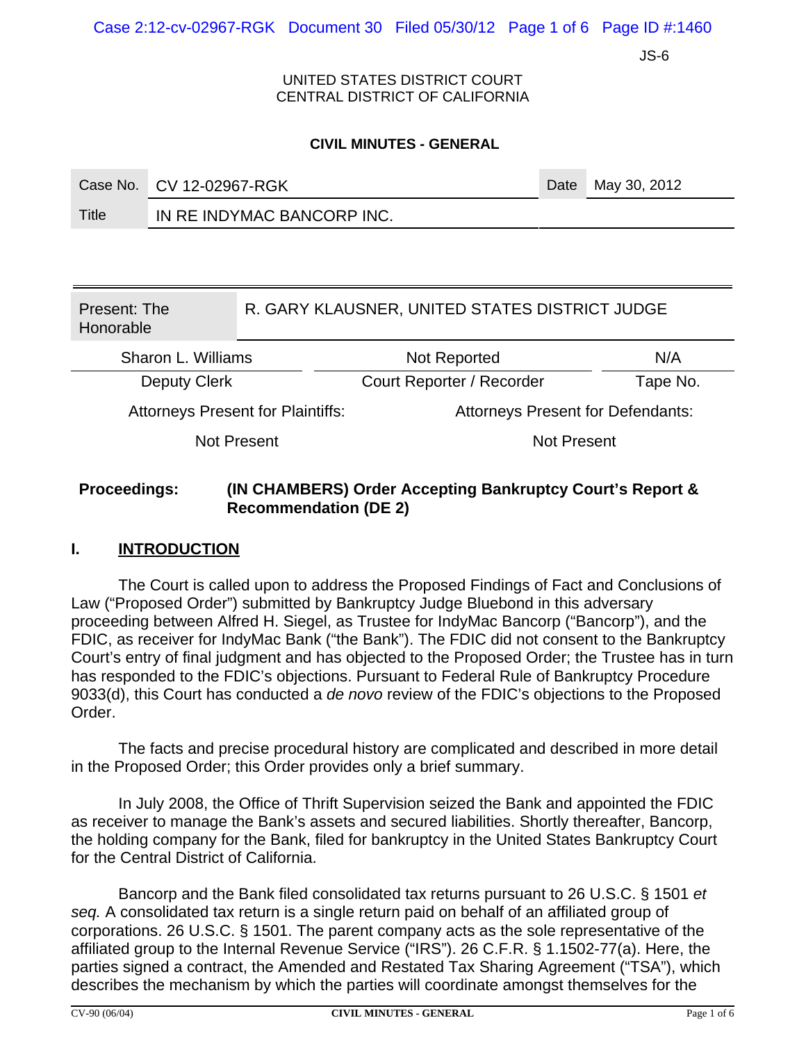JS-6

UNITED STATES DISTRICT COURT
CENTRAL DISTRICT OF CALIFORNIA

**CIVIL MINUTES - GENERAL**

| Case No. | CV 12-02967-RGK | Date | May 30, 2012 |
|---|---|---|---|
| Title | IN RE INDYMAC BANCORP INC. | | |

| Present: The Honorable | R. GARY KLAUSNER, UNITED STATES DISTRICT JUDGE | |
|---|---|---|
| Sharon L. Williams | Not Reported | N/A |
| Deputy Clerk | Court Reporter / Recorder | Tape No. |
| Attorneys Present for Plaintiffs: | Attorneys Present for Defendants: | |
| Not Present | Not Present | |

**Proceedings: (IN CHAMBERS) Order Accepting Bankruptcy Court's Report & Recommendation (DE 2)**

## I. INTRODUCTION

The Court is called upon to address the Proposed Findings of Fact and Conclusions of Law ("Proposed Order") submitted by Bankruptcy Judge Bluebond in this adversary proceeding between Alfred H. Siegel, as Trustee for IndyMac Bancorp ("Bancorp"), and the FDIC, as receiver for IndyMac Bank ("the Bank"). The FDIC did not consent to the Bankruptcy Court's entry of final judgment and has objected to the Proposed Order; the Trustee has in turn has responded to the FDIC's objections. Pursuant to Federal Rule of Bankruptcy Procedure 9033(d), this Court has conducted a *de novo* review of the FDIC's objections to the Proposed Order.

The facts and precise procedural history are complicated and described in more detail in the Proposed Order; this Order provides only a brief summary.

In July 2008, the Office of Thrift Supervision seized the Bank and appointed the FDIC as receiver to manage the Bank's assets and secured liabilities. Shortly thereafter, Bancorp, the holding company for the Bank, filed for bankruptcy in the United States Bankruptcy Court for the Central District of California.

Bancorp and the Bank filed consolidated tax returns pursuant to 26 U.S.C. § 1501 *et seq.* A consolidated tax return is a single return paid on behalf of an affiliated group of corporations. 26 U.S.C. § 1501. The parent company acts as the sole representative of the affiliated group to the Internal Revenue Service ("IRS"). 26 C.F.R. § 1.1502-77(a). Here, the parties signed a contract, the Amended and Restated Tax Sharing Agreement ("TSA"), which describes the mechanism by which the parties will coordinate amongst themselves for the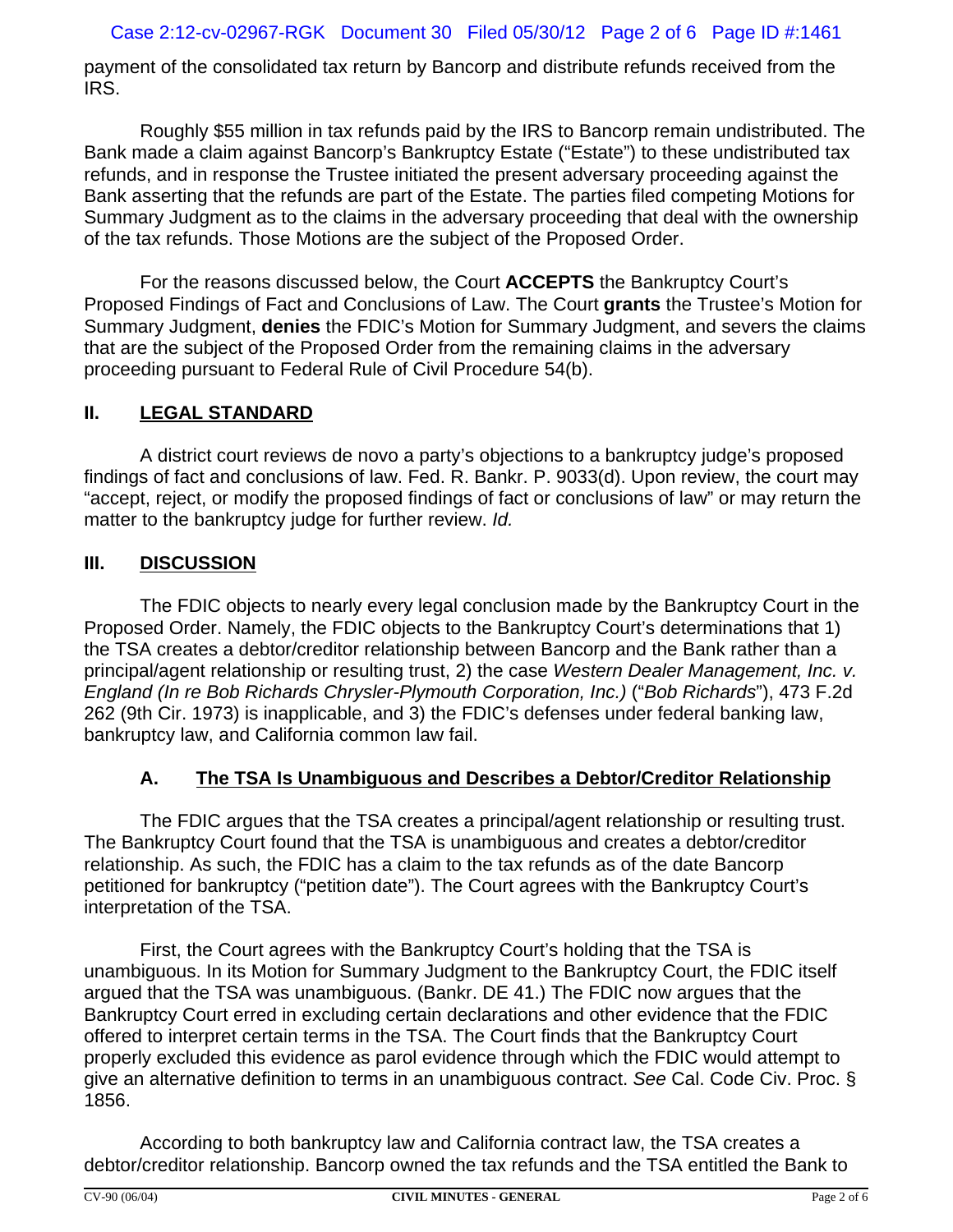payment of the consolidated tax return by Bancorp and distribute refunds received from the IRS.

Roughly $55 million in tax refunds paid by the IRS to Bancorp remain undistributed. The Bank made a claim against Bancorp's Bankruptcy Estate ("Estate") to these undistributed tax refunds, and in response the Trustee initiated the present adversary proceeding against the Bank asserting that the refunds are part of the Estate. The parties filed competing Motions for Summary Judgment as to the claims in the adversary proceeding that deal with the ownership of the tax refunds. Those Motions are the subject of the Proposed Order.

For the reasons discussed below, the Court **ACCEPTS** the Bankruptcy Court's Proposed Findings of Fact and Conclusions of Law. The Court **grants** the Trustee's Motion for Summary Judgment, **denies** the FDIC's Motion for Summary Judgment, and severs the claims that are the subject of the Proposed Order from the remaining claims in the adversary proceeding pursuant to Federal Rule of Civil Procedure 54(b).

## II. LEGAL STANDARD

A district court reviews de novo a party's objections to a bankruptcy judge's proposed findings of fact and conclusions of law. Fed. R. Bankr. P. 9033(d). Upon review, the court may "accept, reject, or modify the proposed findings of fact or conclusions of law" or may return the matter to the bankruptcy judge for further review. *Id.*

## III. DISCUSSION

The FDIC objects to nearly every legal conclusion made by the Bankruptcy Court in the Proposed Order. Namely, the FDIC objects to the Bankruptcy Court's determinations that 1) the TSA creates a debtor/creditor relationship between Bancorp and the Bank rather than a principal/agent relationship or resulting trust, 2) the case *Western Dealer Management, Inc. v. England (In re Bob Richards Chrysler-Plymouth Corporation, Inc.)* ("*Bob Richards*"), 473 F.2d 262 (9th Cir. 1973) is inapplicable, and 3) the FDIC's defenses under federal banking law, bankruptcy law, and California common law fail.

### A. The TSA Is Unambiguous and Describes a Debtor/Creditor Relationship

The FDIC argues that the TSA creates a principal/agent relationship or resulting trust. The Bankruptcy Court found that the TSA is unambiguous and creates a debtor/creditor relationship. As such, the FDIC has a claim to the tax refunds as of the date Bancorp petitioned for bankruptcy ("petition date"). The Court agrees with the Bankruptcy Court's interpretation of the TSA.

First, the Court agrees with the Bankruptcy Court's holding that the TSA is unambiguous. In its Motion for Summary Judgment to the Bankruptcy Court, the FDIC itself argued that the TSA was unambiguous. (Bankr. DE 41.) The FDIC now argues that the Bankruptcy Court erred in excluding certain declarations and other evidence that the FDIC offered to interpret certain terms in the TSA. The Court finds that the Bankruptcy Court properly excluded this evidence as parol evidence through which the FDIC would attempt to give an alternative definition to terms in an unambiguous contract. *See* Cal. Code Civ. Proc. § 1856.

According to both bankruptcy law and California contract law, the TSA creates a debtor/creditor relationship. Bancorp owned the tax refunds and the TSA entitled the Bank to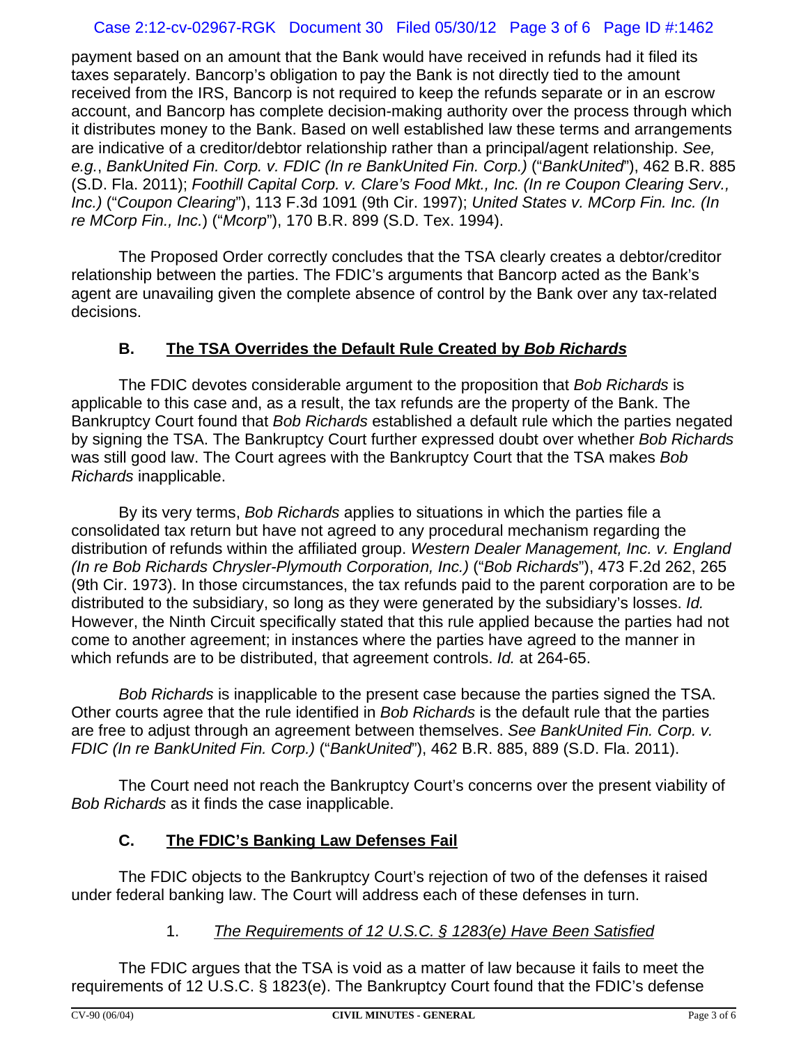payment based on an amount that the Bank would have received in refunds had it filed its taxes separately. Bancorp's obligation to pay the Bank is not directly tied to the amount received from the IRS, Bancorp is not required to keep the refunds separate or in an escrow account, and Bancorp has complete decision-making authority over the process through which it distributes money to the Bank. Based on well established law these terms and arrangements are indicative of a creditor/debtor relationship rather than a principal/agent relationship. *See, e.g.*, *BankUnited Fin. Corp. v. FDIC (In re BankUnited Fin. Corp.)* ("*BankUnited*"), 462 B.R. 885 (S.D. Fla. 2011); *Foothill Capital Corp. v. Clare's Food Mkt., Inc. (In re Coupon Clearing Serv., Inc.)* ("*Coupon Clearing*"), 113 F.3d 1091 (9th Cir. 1997); *United States v. MCorp Fin. Inc. (In re MCorp Fin., Inc.)* ("*Mcorp*"), 170 B.R. 899 (S.D. Tex. 1994).

The Proposed Order correctly concludes that the TSA clearly creates a debtor/creditor relationship between the parties. The FDIC's arguments that Bancorp acted as the Bank's agent are unavailing given the complete absence of control by the Bank over any tax-related decisions.

### B. The TSA Overrides the Default Rule Created by *Bob Richards*

The FDIC devotes considerable argument to the proposition that *Bob Richards* is applicable to this case and, as a result, the tax refunds are the property of the Bank. The Bankruptcy Court found that *Bob Richards* established a default rule which the parties negated by signing the TSA. The Bankruptcy Court further expressed doubt over whether *Bob Richards* was still good law. The Court agrees with the Bankruptcy Court that the TSA makes *Bob Richards* inapplicable.

By its very terms, *Bob Richards* applies to situations in which the parties file a consolidated tax return but have not agreed to any procedural mechanism regarding the distribution of refunds within the affiliated group. *Western Dealer Management, Inc. v. England (In re Bob Richards Chrysler-Plymouth Corporation, Inc.)* ("*Bob Richards*"), 473 F.2d 262, 265 (9th Cir. 1973). In those circumstances, the tax refunds paid to the parent corporation are to be distributed to the subsidiary, so long as they were generated by the subsidiary's losses. *Id.* However, the Ninth Circuit specifically stated that this rule applied because the parties had not come to another agreement; in instances where the parties have agreed to the manner in which refunds are to be distributed, that agreement controls. *Id.* at 264-65.

*Bob Richards* is inapplicable to the present case because the parties signed the TSA. Other courts agree that the rule identified in *Bob Richards* is the default rule that the parties are free to adjust through an agreement between themselves. *See BankUnited Fin. Corp. v. FDIC (In re BankUnited Fin. Corp.)* ("*BankUnited*"), 462 B.R. 885, 889 (S.D. Fla. 2011).

The Court need not reach the Bankruptcy Court's concerns over the present viability of *Bob Richards* as it finds the case inapplicable.

### C. The FDIC's Banking Law Defenses Fail

The FDIC objects to the Bankruptcy Court's rejection of two of the defenses it raised under federal banking law. The Court will address each of these defenses in turn.

#### 1. *The Requirements of 12 U.S.C. § 1283(e) Have Been Satisfied*

The FDIC argues that the TSA is void as a matter of law because it fails to meet the requirements of 12 U.S.C. § 1823(e). The Bankruptcy Court found that the FDIC's defense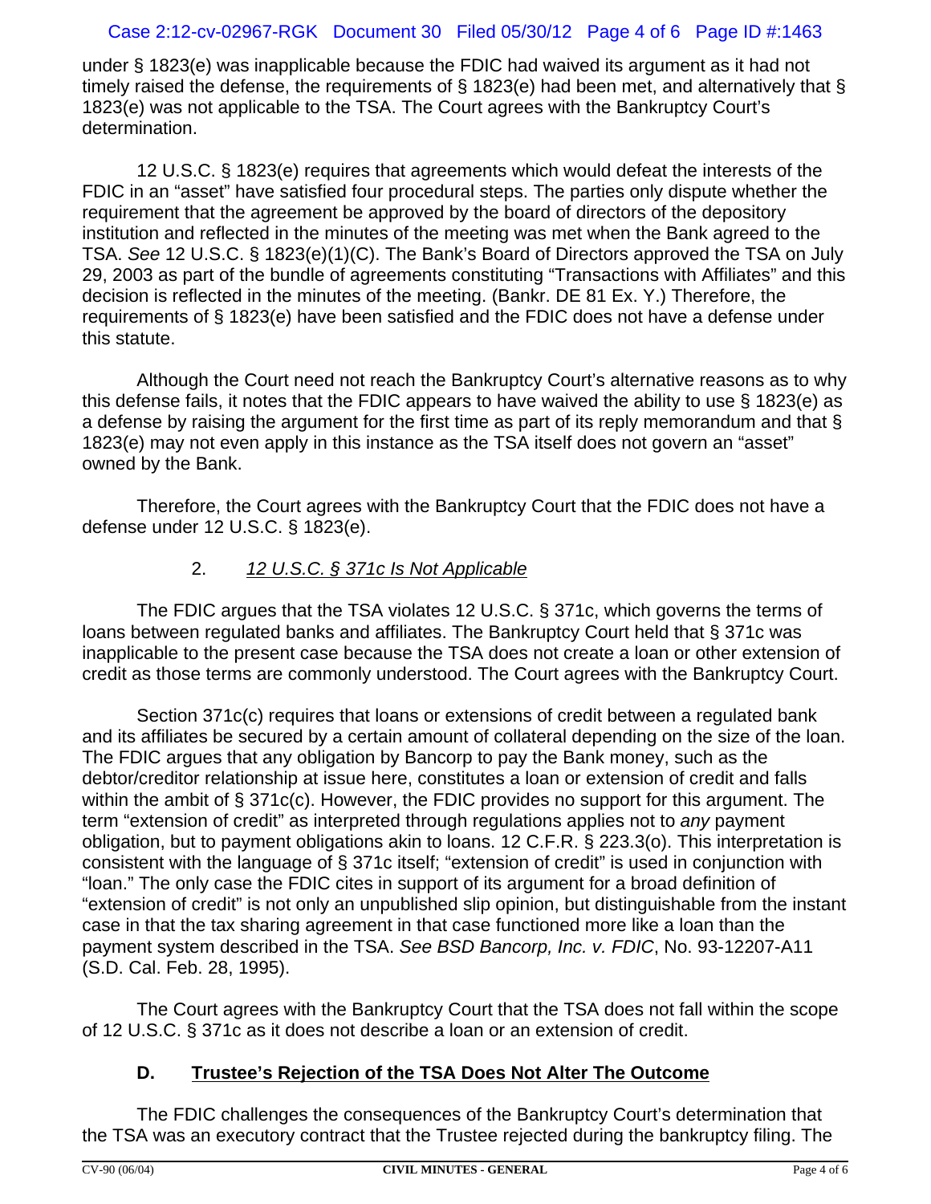under § 1823(e) was inapplicable because the FDIC had waived its argument as it had not timely raised the defense, the requirements of § 1823(e) had been met, and alternatively that § 1823(e) was not applicable to the TSA. The Court agrees with the Bankruptcy Court's determination.

12 U.S.C. § 1823(e) requires that agreements which would defeat the interests of the FDIC in an "asset" have satisfied four procedural steps. The parties only dispute whether the requirement that the agreement be approved by the board of directors of the depository institution and reflected in the minutes of the meeting was met when the Bank agreed to the TSA. *See* 12 U.S.C. § 1823(e)(1)(C). The Bank's Board of Directors approved the TSA on July 29, 2003 as part of the bundle of agreements constituting "Transactions with Affiliates" and this decision is reflected in the minutes of the meeting. (Bankr. DE 81 Ex. Y.) Therefore, the requirements of § 1823(e) have been satisfied and the FDIC does not have a defense under this statute.

Although the Court need not reach the Bankruptcy Court's alternative reasons as to why this defense fails, it notes that the FDIC appears to have waived the ability to use § 1823(e) as a defense by raising the argument for the first time as part of its reply memorandum and that § 1823(e) may not even apply in this instance as the TSA itself does not govern an "asset" owned by the Bank.

Therefore, the Court agrees with the Bankruptcy Court that the FDIC does not have a defense under 12 U.S.C. § 1823(e).

### 2. *12 U.S.C. § 371c Is Not Applicable*

The FDIC argues that the TSA violates 12 U.S.C. § 371c, which governs the terms of loans between regulated banks and affiliates. The Bankruptcy Court held that § 371c was inapplicable to the present case because the TSA does not create a loan or other extension of credit as those terms are commonly understood. The Court agrees with the Bankruptcy Court.

Section 371c(c) requires that loans or extensions of credit between a regulated bank and its affiliates be secured by a certain amount of collateral depending on the size of the loan. The FDIC argues that any obligation by Bancorp to pay the Bank money, such as the debtor/creditor relationship at issue here, constitutes a loan or extension of credit and falls within the ambit of § 371c(c). However, the FDIC provides no support for this argument. The term "extension of credit" as interpreted through regulations applies not to *any* payment obligation, but to payment obligations akin to loans. 12 C.F.R. § 223.3(o). This interpretation is consistent with the language of § 371c itself; "extension of credit" is used in conjunction with "loan." The only case the FDIC cites in support of its argument for a broad definition of "extension of credit" is not only an unpublished slip opinion, but distinguishable from the instant case in that the tax sharing agreement in that case functioned more like a loan than the payment system described in the TSA. *See BSD Bancorp, Inc. v. FDIC*, No. 93-12207-A11 (S.D. Cal. Feb. 28, 1995).

The Court agrees with the Bankruptcy Court that the TSA does not fall within the scope of 12 U.S.C. § 371c as it does not describe a loan or an extension of credit.

## D. Trustee's Rejection of the TSA Does Not Alter The Outcome

The FDIC challenges the consequences of the Bankruptcy Court's determination that the TSA was an executory contract that the Trustee rejected during the bankruptcy filing. The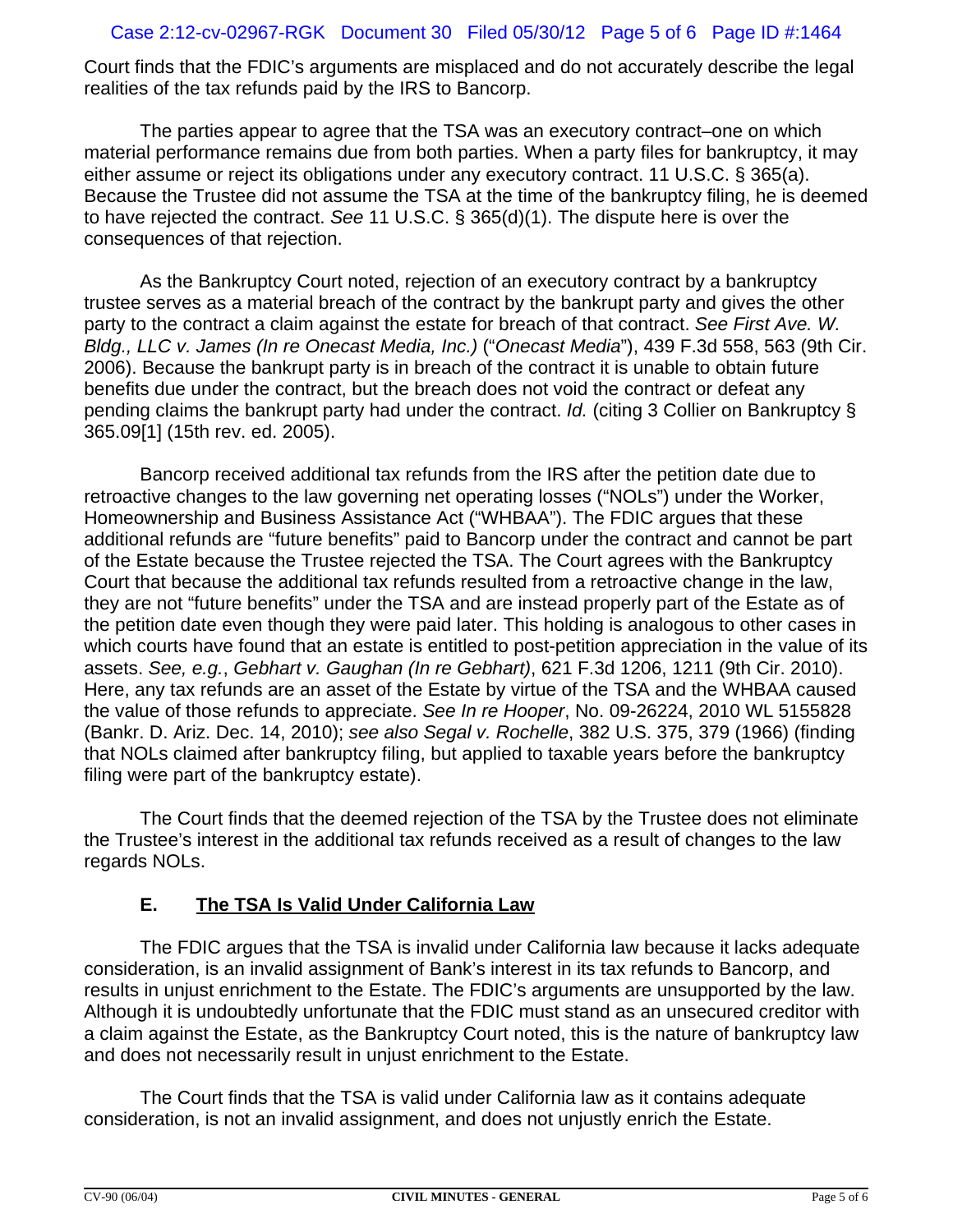Court finds that the FDIC's arguments are misplaced and do not accurately describe the legal realities of the tax refunds paid by the IRS to Bancorp.

The parties appear to agree that the TSA was an executory contract–one on which material performance remains due from both parties. When a party files for bankruptcy, it may either assume or reject its obligations under any executory contract. 11 U.S.C. § 365(a). Because the Trustee did not assume the TSA at the time of the bankruptcy filing, he is deemed to have rejected the contract. *See* 11 U.S.C. § 365(d)(1). The dispute here is over the consequences of that rejection.

As the Bankruptcy Court noted, rejection of an executory contract by a bankruptcy trustee serves as a material breach of the contract by the bankrupt party and gives the other party to the contract a claim against the estate for breach of that contract. *See First Ave. W. Bldg., LLC v. James (In re Onecast Media, Inc.)* ("*Onecast Media*"), 439 F.3d 558, 563 (9th Cir. 2006). Because the bankrupt party is in breach of the contract it is unable to obtain future benefits due under the contract, but the breach does not void the contract or defeat any pending claims the bankrupt party had under the contract. *Id.* (citing 3 Collier on Bankruptcy § 365.09[1] (15th rev. ed. 2005).

Bancorp received additional tax refunds from the IRS after the petition date due to retroactive changes to the law governing net operating losses ("NOLs") under the Worker, Homeownership and Business Assistance Act ("WHBAA"). The FDIC argues that these additional refunds are "future benefits" paid to Bancorp under the contract and cannot be part of the Estate because the Trustee rejected the TSA. The Court agrees with the Bankruptcy Court that because the additional tax refunds resulted from a retroactive change in the law, they are not "future benefits" under the TSA and are instead properly part of the Estate as of the petition date even though they were paid later. This holding is analogous to other cases in which courts have found that an estate is entitled to post-petition appreciation in the value of its assets. *See, e.g.*, *Gebhart v. Gaughan (In re Gebhart)*, 621 F.3d 1206, 1211 (9th Cir. 2010). Here, any tax refunds are an asset of the Estate by virtue of the TSA and the WHBAA caused the value of those refunds to appreciate. *See In re Hooper*, No. 09-26224, 2010 WL 5155828 (Bankr. D. Ariz. Dec. 14, 2010); *see also Segal v. Rochelle*, 382 U.S. 375, 379 (1966) (finding that NOLs claimed after bankruptcy filing, but applied to taxable years before the bankruptcy filing were part of the bankruptcy estate).

The Court finds that the deemed rejection of the TSA by the Trustee does not eliminate the Trustee's interest in the additional tax refunds received as a result of changes to the law regards NOLs.

### E. <u>The TSA Is Valid Under California Law</u>

The FDIC argues that the TSA is invalid under California law because it lacks adequate consideration, is an invalid assignment of Bank's interest in its tax refunds to Bancorp, and results in unjust enrichment to the Estate. The FDIC's arguments are unsupported by the law. Although it is undoubtedly unfortunate that the FDIC must stand as an unsecured creditor with a claim against the Estate, as the Bankruptcy Court noted, this is the nature of bankruptcy law and does not necessarily result in unjust enrichment to the Estate.

The Court finds that the TSA is valid under California law as it contains adequate consideration, is not an invalid assignment, and does not unjustly enrich the Estate.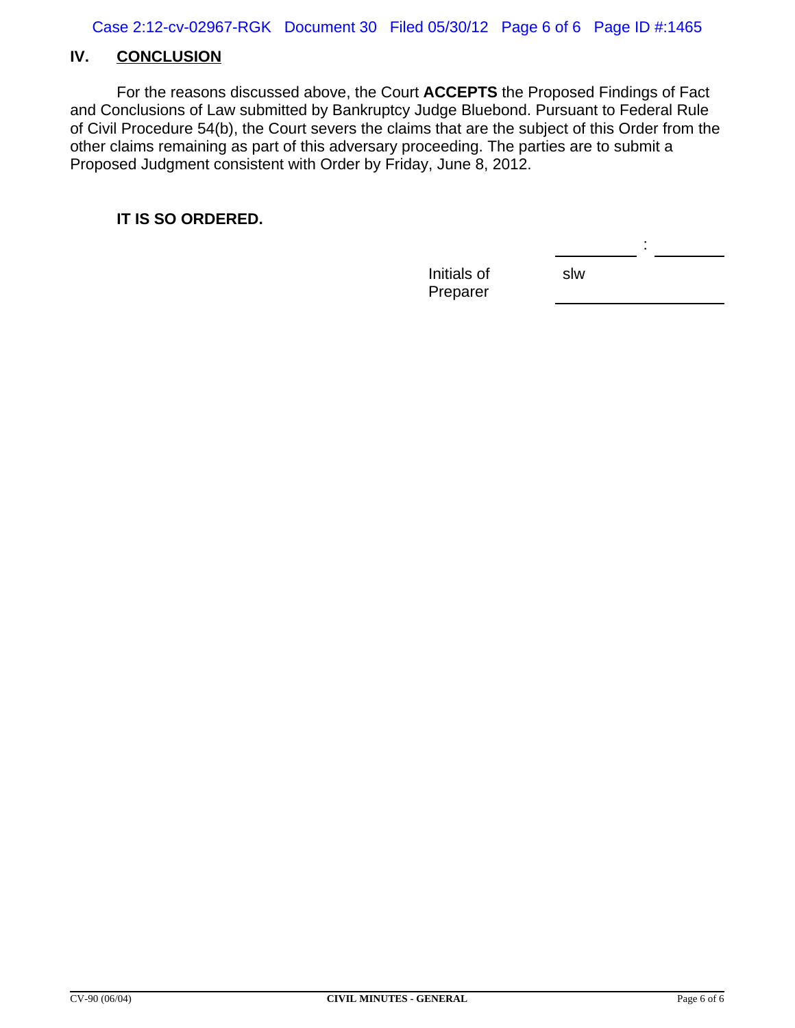## IV. CONCLUSION

For the reasons discussed above, the Court **ACCEPTS** the Proposed Findings of Fact and Conclusions of Law submitted by Bankruptcy Judge Bluebond. Pursuant to Federal Rule of Civil Procedure 54(b), the Court severs the claims that are the subject of this Order from the other claims remaining as part of this adversary proceeding. The parties are to submit a Proposed Judgment consistent with Order by Friday, June 8, 2012.

**IT IS SO ORDERED.**

:

Initials of Preparer slw